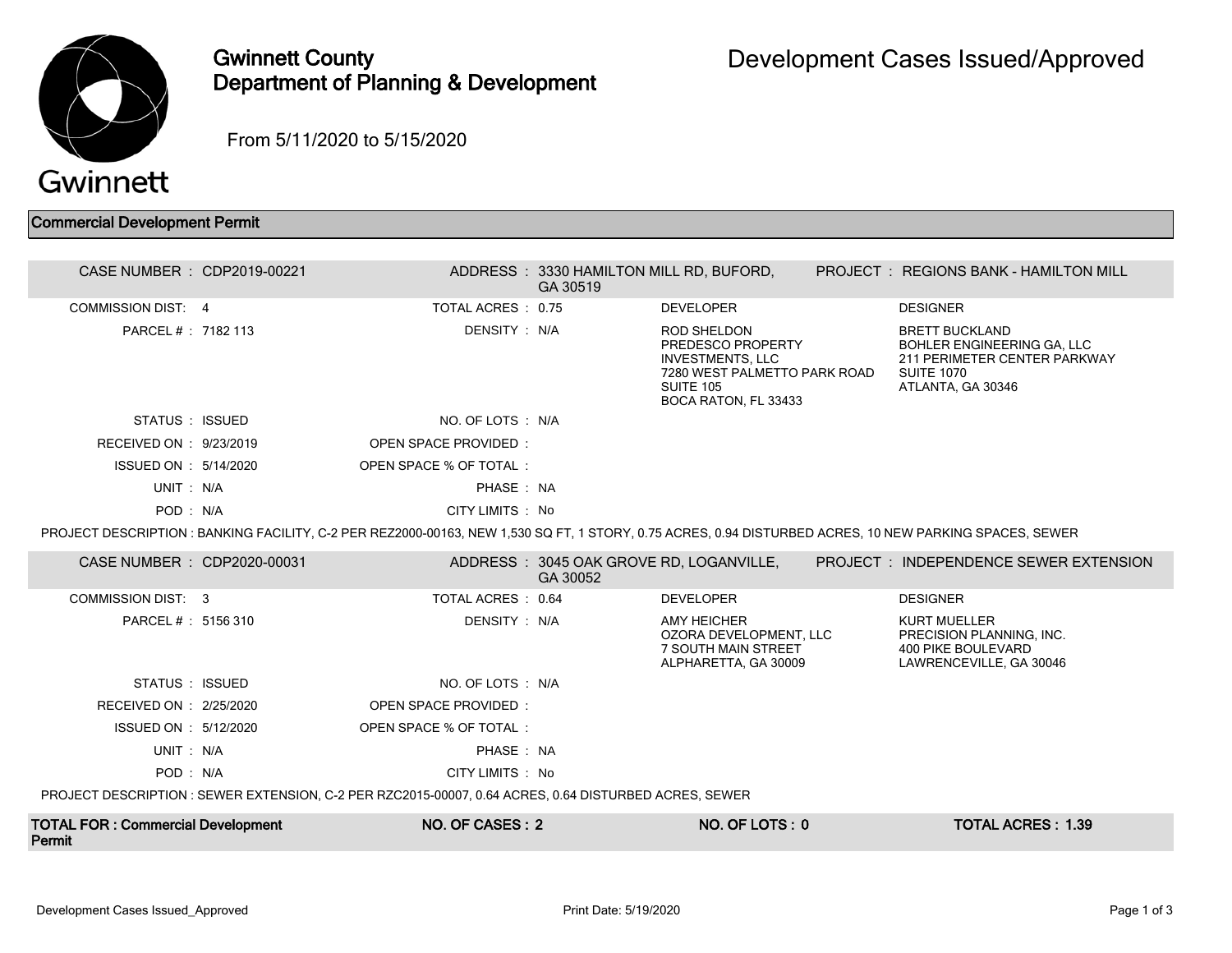# Gwinnett County Department of Planning & Development

# Development Cases Issued/Approved

From 5/11/2020 to 5/15/2020

## Commercial Development Permit

| | | | | | |
|---|---|---|---|---|---|
| CASE NUMBER : | CDP2019-00221 | ADDRESS : | 3330 HAMILTON MILL RD, BUFORD, GA 30519 | PROJECT : | REGIONS BANK - HAMILTON MILL |
| COMMISSION DIST: | 4 | TOTAL ACRES : | 0.75 | DEVELOPER | DESIGNER |
| PARCEL # : | 7182 113 | DENSITY : | N/A | ROD SHELDON<br>PREDESCO PROPERTY INVESTMENTS, LLC<br>7280 WEST PALMETTO PARK ROAD<br>SUITE 105<br>BOCA RATON, FL 33433 | BRETT BUCKLAND<br>BOHLER ENGINEERING GA, LLC<br>211 PERIMETER CENTER PARKWAY<br>SUITE 1070<br>ATLANTA, GA 30346 |
| STATUS : | ISSUED | NO. OF LOTS : | N/A | | |
| RECEIVED ON : | 9/23/2019 | OPEN SPACE PROVIDED : | | | |
| ISSUED ON : | 5/14/2020 | OPEN SPACE % OF TOTAL : | | | |
| UNIT : | N/A | PHASE : | NA | | |
| POD : | N/A | CITY LIMITS : | No | | |

PROJECT DESCRIPTION : BANKING FACILITY, C-2 PER REZ2000-00163, NEW 1,530 SQ FT, 1 STORY, 0.75 ACRES, 0.94 DISTURBED ACRES, 10 NEW PARKING SPACES, SEWER

| | | | | | |
|---|---|---|---|---|---|
| CASE NUMBER : | CDP2020-00031 | ADDRESS : | 3045 OAK GROVE RD, LOGANVILLE, GA 30052 | PROJECT : | INDEPENDENCE SEWER EXTENSION |
| COMMISSION DIST: | 3 | TOTAL ACRES : | 0.64 | DEVELOPER | DESIGNER |
| PARCEL # : | 5156 310 | DENSITY : | N/A | AMY HEICHER<br>OZORA DEVELOPMENT, LLC<br>7 SOUTH MAIN STREET<br>ALPHARETTA, GA 30009 | KURT MUELLER<br>PRECISION PLANNING, INC.<br>400 PIKE BOULEVARD<br>LAWRENCEVILLE, GA 30046 |
| STATUS : | ISSUED | NO. OF LOTS : | N/A | | |
| RECEIVED ON : | 2/25/2020 | OPEN SPACE PROVIDED : | | | |
| ISSUED ON : | 5/12/2020 | OPEN SPACE % OF TOTAL : | | | |
| UNIT : | N/A | PHASE : | NA | | |
| POD : | N/A | CITY LIMITS : | No | | |

PROJECT DESCRIPTION : SEWER EXTENSION, C-2 PER RZC2015-00007, 0.64 ACRES, 0.64 DISTURBED ACRES, SEWER

| TOTAL FOR : Commercial Development Permit | NO. OF CASES : 2 | NO. OF LOTS : 0 | TOTAL ACRES : 1.39 |
|---|---|---|---|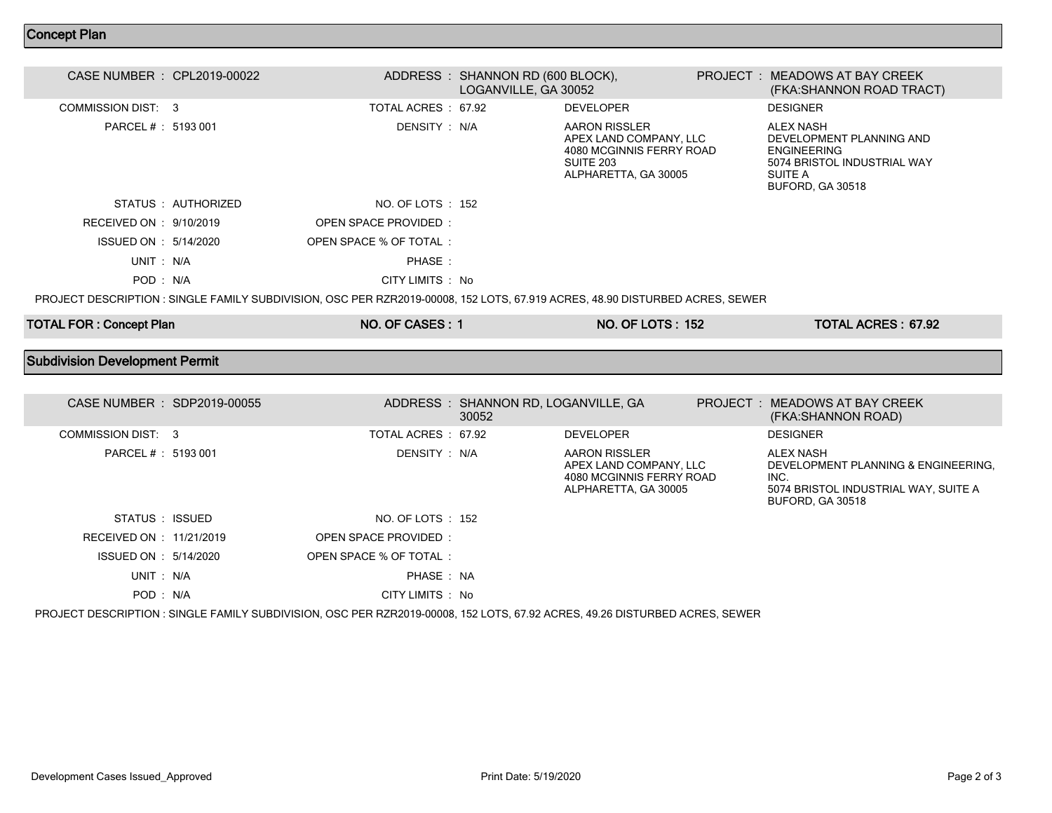## Concept Plan

| CASE NUMBER : CPL2019-00022 | ADDRESS : SHANNON RD (600 BLOCK), LOGANVILLE, GA 30052 | | PROJECT : MEADOWS AT BAY CREEK (FKA:SHANNON ROAD TRACT) |
|---|---|---|---|
| COMMISSION DIST: 3 | TOTAL ACRES : 67.92 | DEVELOPER | DESIGNER |
| PARCEL # : 5193 001 | DENSITY : N/A | AARON RISSLER<br>APEX LAND COMPANY, LLC<br>4080 MCGINNIS FERRY ROAD<br>SUITE 203<br>ALPHARETTA, GA 30005 | ALEX NASH<br>DEVELOPMENT PLANNING AND ENGINEERING<br>5074 BRISTOL INDUSTRIAL WAY<br>SUITE A<br>BUFORD, GA 30518 |
| STATUS : AUTHORIZED | NO. OF LOTS : 152 | | |
| RECEIVED ON : 9/10/2019 | OPEN SPACE PROVIDED : | | |
| ISSUED ON : 5/14/2020 | OPEN SPACE % OF TOTAL : | | |
| UNIT : N/A | PHASE : | | |
| POD : N/A | CITY LIMITS : No | | |

PROJECT DESCRIPTION : SINGLE FAMILY SUBDIVISION, OSC PER RZR2019-00008, 152 LOTS, 67.919 ACRES, 48.90 DISTURBED ACRES, SEWER

| TOTAL FOR : Concept Plan | NO. OF CASES : 1 | NO. OF LOTS : 152 | TOTAL ACRES : 67.92 |
|---|---|---|---|

## Subdivision Development Permit

| CASE NUMBER : SDP2019-00055 | ADDRESS : SHANNON RD, LOGANVILLE, GA 30052 | | PROJECT : MEADOWS AT BAY CREEK (FKA:SHANNON ROAD) |
|---|---|---|---|
| COMMISSION DIST: 3 | TOTAL ACRES : 67.92 | DEVELOPER | DESIGNER |
| PARCEL # : 5193 001 | DENSITY : N/A | AARON RISSLER<br>APEX LAND COMPANY, LLC<br>4080 MCGINNIS FERRY ROAD<br>ALPHARETTA, GA 30005 | ALEX NASH<br>DEVELOPMENT PLANNING & ENGINEERING, INC.<br>5074 BRISTOL INDUSTRIAL WAY, SUITE A<br>BUFORD, GA 30518 |
| STATUS : ISSUED | NO. OF LOTS : 152 | | |
| RECEIVED ON : 11/21/2019 | OPEN SPACE PROVIDED : | | |
| ISSUED ON : 5/14/2020 | OPEN SPACE % OF TOTAL : | | |
| UNIT : N/A | PHASE : NA | | |
| POD : N/A | CITY LIMITS : No | | |

PROJECT DESCRIPTION : SINGLE FAMILY SUBDIVISION, OSC PER RZR2019-00008, 152 LOTS, 67.92 ACRES, 49.26 DISTURBED ACRES, SEWER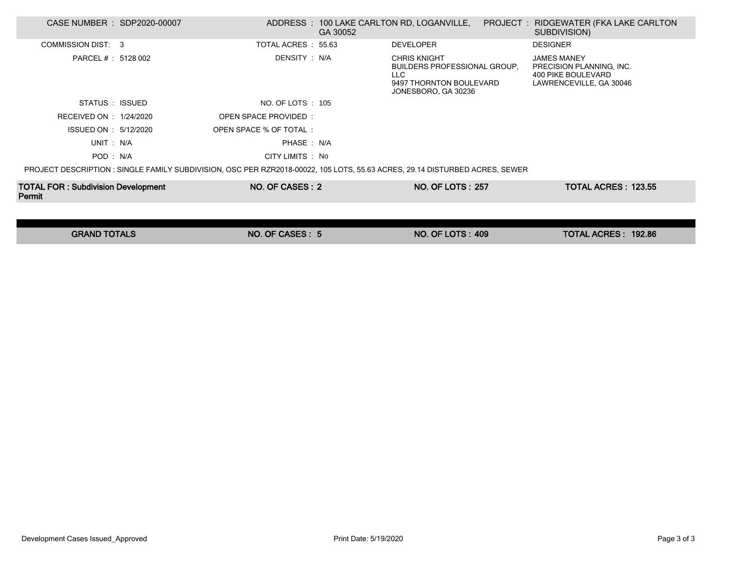| | | | | | | |
|---|---|---|---|---|---|---|
| CASE NUMBER : | SDP2020-00007 | ADDRESS : | 100 LAKE CARLTON RD, LOGANVILLE, GA 30052 | | PROJECT : | RIDGEWATER (FKA LAKE CARLTON SUBDIVISION) |
| COMMISSION DIST: | 3 | TOTAL ACRES : | 55.63 | DEVELOPER | | DESIGNER |
| PARCEL # : | 5128 002 | DENSITY : | N/A | CHRIS KNIGHT<br>BUILDERS PROFESSIONAL GROUP, LLC<br>9497 THORNTON BOULEVARD<br>JONESBORO, GA 30236 | | JAMES MANEY<br>PRECISION PLANNING, INC.<br>400 PIKE BOULEVARD<br>LAWRENCEVILLE, GA 30046 |
| STATUS : | ISSUED | NO. OF LOTS : | 105 | | | |
| RECEIVED ON : | 1/24/2020 | OPEN SPACE PROVIDED : | | | | |
| ISSUED ON : | 5/12/2020 | OPEN SPACE % OF TOTAL : | | | | |
| UNIT : | N/A | PHASE : | N/A | | | |
| POD : | N/A | CITY LIMITS : | No | | | |

PROJECT DESCRIPTION : SINGLE FAMILY SUBDIVISION, OSC PER RZR2018-00022, 105 LOTS, 55.63 ACRES, 29.14 DISTURBED ACRES, SEWER

| | | | |
|---|---|---|---|
| **TOTAL FOR : Subdivision Development Permit** | **NO. OF CASES : 2** | **NO. OF LOTS : 257** | **TOTAL ACRES : 123.55** |

| | | | |
|---|---|---|---|
| **GRAND TOTALS** | **NO. OF CASES : 5** | **NO. OF LOTS : 409** | **TOTAL ACRES : 192.86** |

Development Cases Issued_Approved

Print Date: 5/19/2020